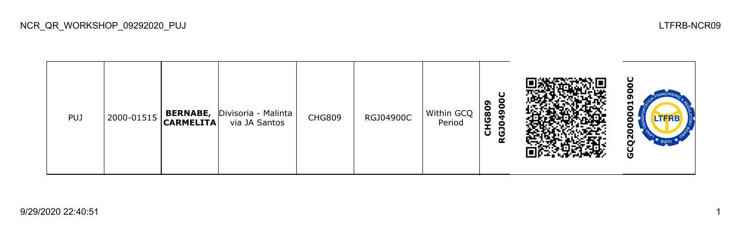NCR_QR_WORKSHOP_09292020_PUJ

LTFRB-NCR09

| PUJ | 2000-01515 | **BERNABE, CARMELITA** | Divisoria - Malinta via JA Santos | CHG809 | RGJ04900C | Within GCQ Period | **CHG809 RGJ04900C** | | **GCQ2000001900C** |
|---|---|---|---|---|---|---|---|---|---|

9/29/2020 22:40:51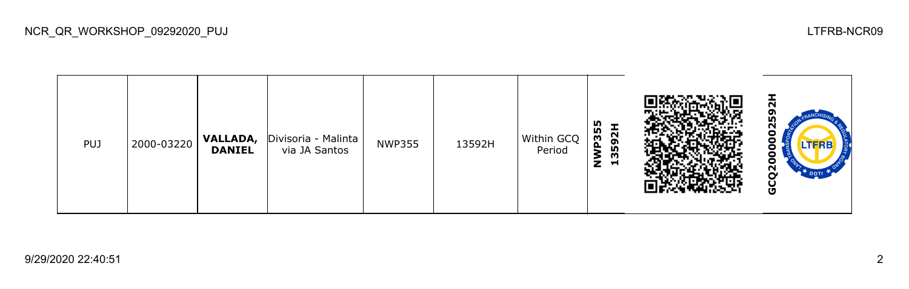| PUJ | 2000-03220 | **VALLADA, DANIEL** | Divisoria - Malinta via JA Santos | NWP355 | 13592H | Within GCQ Period | **NWP355 13592H** | | **GCQ2000002592H** |
|---|---|---|---|---|---|---|---|---|---|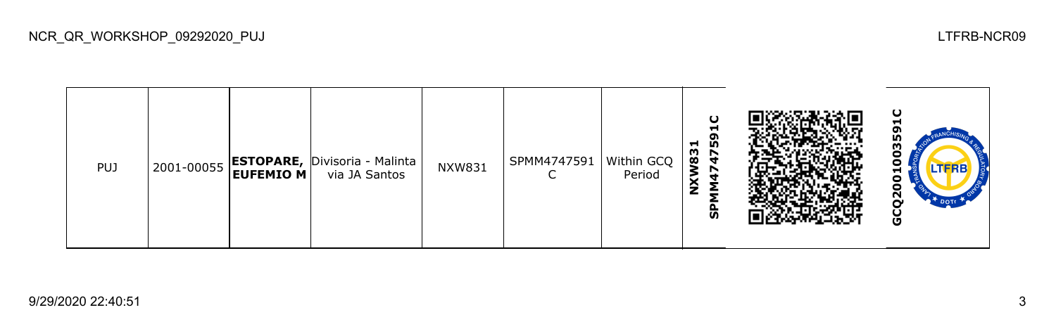| PUJ | 2001-00055 | **ESTOPARE, EUFEMIO M** | Divisoria - Malinta via JA Santos | NXW831 | SPMM4747591C | Within GCQ Period | **NXW831 SPMM4747591C** | | **GCQ2001003591C** |
|---|---|---|---|---|---|---|---|---|---|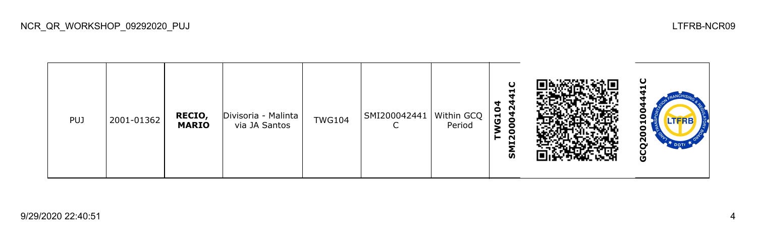| PUJ | 2001-01362 | **RECIO, MARIO** | Divisoria - Malinta via JA Santos | TWG104 | SMI200042441C | Within GCQ Period | **TWG104 SMI200042441C** | | **GCQ2001004441C** |
|---|---|---|---|---|---|---|---|---|---|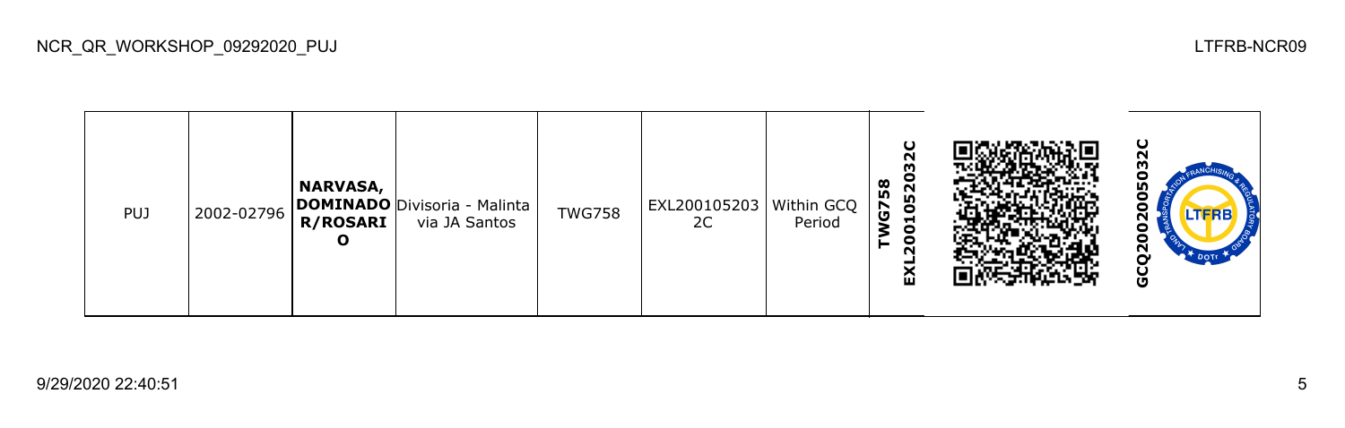| PUJ | 2002-02796 | **NARVASA, DOMINADO R/ROSARIO** | Divisoria - Malinta via JA Santos | TWG758 | EXL2001052032C | Within GCQ Period | **TWG758 EXL2001052032C** | | **GCQ2002005032C** |
|---|---|---|---|---|---|---|---|---|---|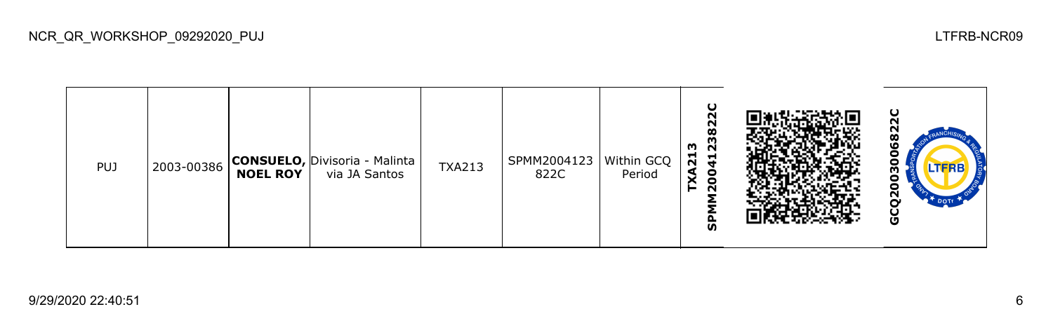| PUJ | 2003-00386 | **CONSUELO, NOEL ROY** | Divisoria - Malinta via JA Santos | TXA213 | SPMM2004123822C | Within GCQ Period | **TXA213 SPMM20041238822C** | | **GCQ20030068822C** |
|---|---|---|---|---|---|---|---|---|---|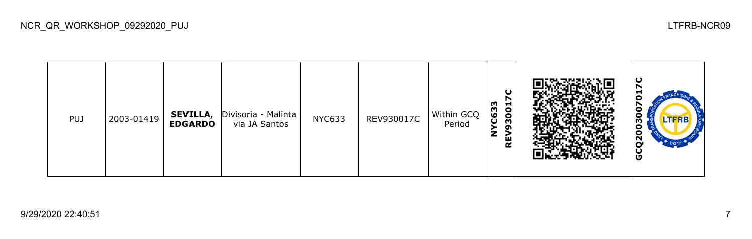| PUJ | 2003-01419 | **SEVILLA, EDGARDO** | Divisoria - Malinta via JA Santos | NYC633 | REV930017C | Within GCQ Period | **NYC633 REV930017C** | | **GCQ2003007017C** |
| --- | --- | --- | --- | --- | --- | --- | --- | --- | --- |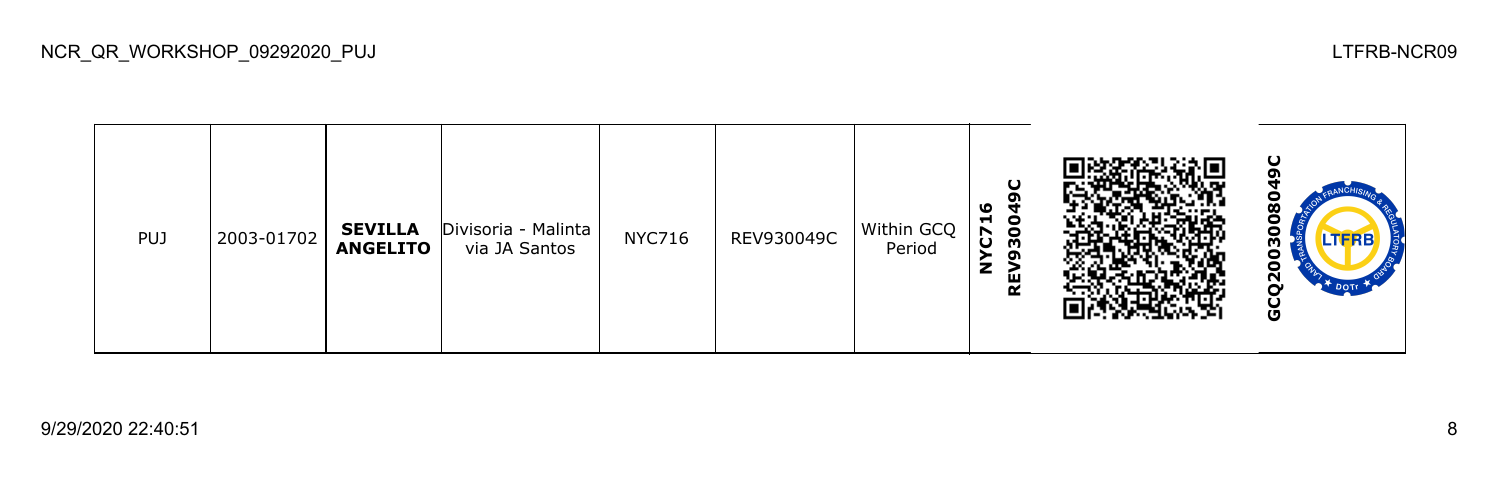| PUJ | 2003-01702 | **SEVILLA ANGELITO** | Divisoria - Malinta via JA Santos | NYC716 | REV930049C | Within GCQ Period | **NYC716 REV930049C** | | **GCQ2003008049C** |
|---|---|---|---|---|---|---|---|---|---|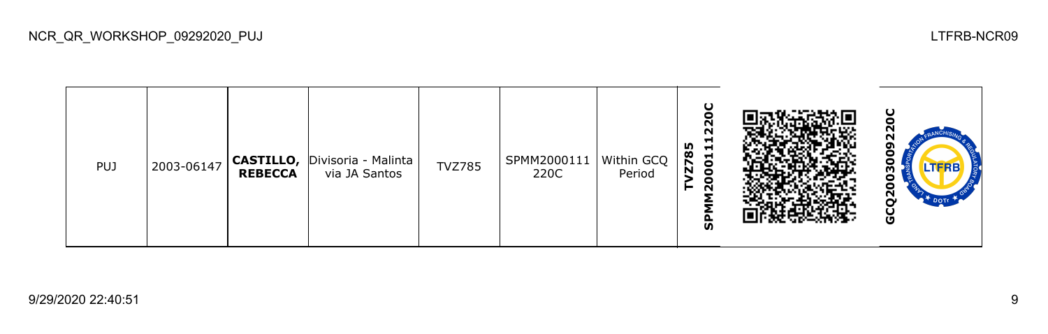| PUJ | 2003-06147 | **CASTILLO, REBECCA** | Divisoria - Malinta via JA Santos | TVZ785 | SPMM2000111 220C | Within GCQ Period | **TVZ785 SPMM2000111220C** | | **GCQ2003009220C** |
|---|---|---|---|---|---|---|---|---|---|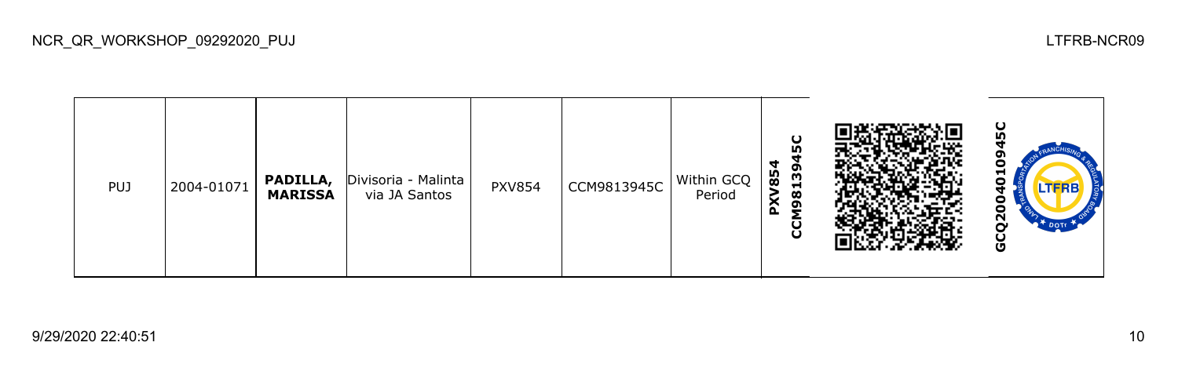| PUJ | 2004-01071 | **PADILLA, MARISSA** | Divisoria - Malinta via JA Santos | PXV854 | CCM9813945C | Within GCQ Period | **PXV854 CCM9813945C** | | **GCQ2004010945C** |
|---|---|---|---|---|---|---|---|---|---|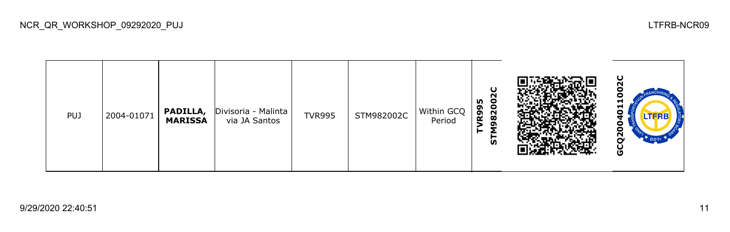| PUJ | 2004-01071 | **PADILLA, MARISSA** | Divisoria - Malinta via JA Santos | TVR995 | STM982002C | Within GCQ Period | **TVR995 STM982002C** | | **GCQ2004011002C** |
|---|---|---|---|---|---|---|---|---|---|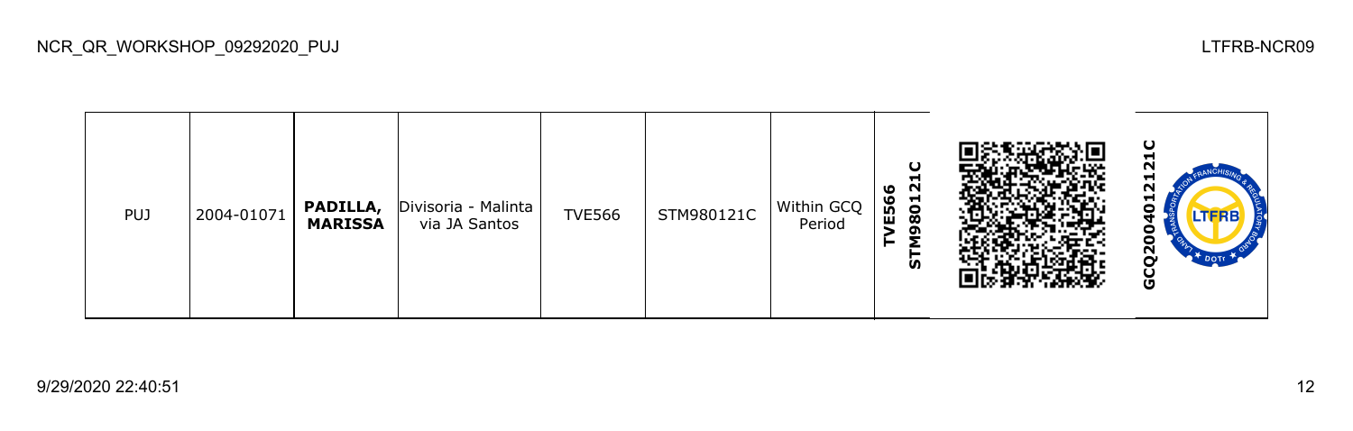| PUJ | 2004-01071 | **PADILLA, MARISSA** | Divisoria - Malinta via JA Santos | TVE566 | STM980121C | Within GCQ Period | **TVE566 STM980121C** | | **GCQ2004012121C** |
|---|---|---|---|---|---|---|---|---|---|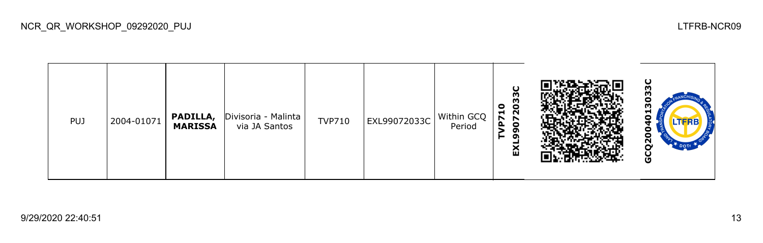| PUJ | 2004-01071 | **PADILLA, MARISSA** | Divisoria - Malinta via JA Santos | TVP710 | EXL99072033C | Within GCQ Period | **TVP710 EXL99072033C** | | **GCQ2004013033C** |
|---|---|---|---|---|---|---|---|---|---|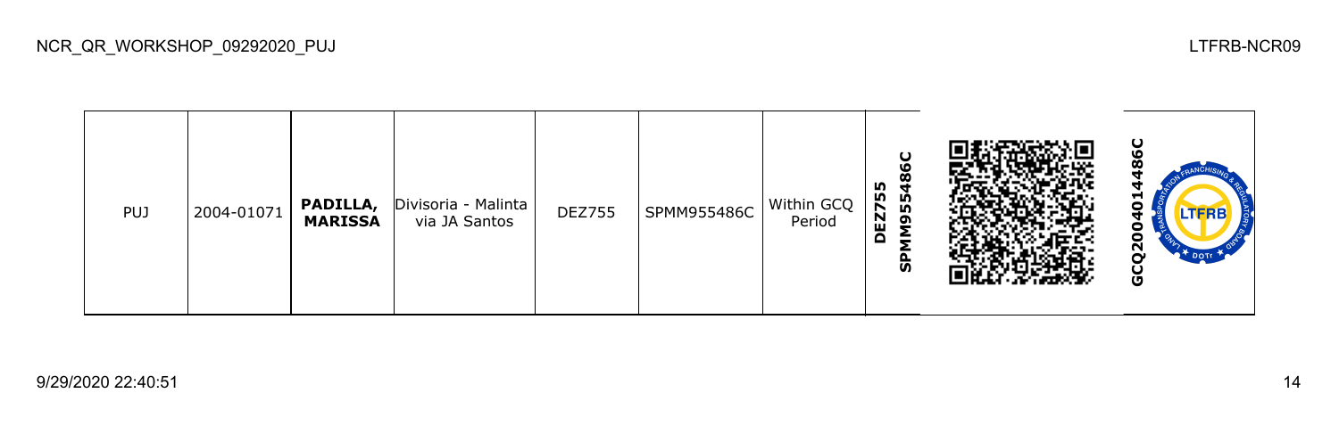| PUJ | 2004-01071 | **PADILLA, MARISSA** | Divisoria - Malinta via JA Santos | DEZ755 | SPMM955486C | Within GCQ Period | **DEZ755 SPMM955486C** | | **GCQ2004014486C** |
|---|---|---|---|---|---|---|---|---|---|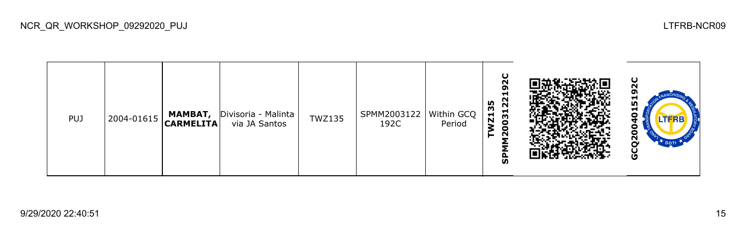| PUJ | 2004-01615 | **MAMBAT, CARMELITA** | Divisoria - Malinta via JA Santos | TWZ135 | SPMM2003122 192C | Within GCQ Period | **SPMM2003122192C TWZ135** | | **GCQ2004015192C** |
|---|---|---|---|---|---|---|---|---|---|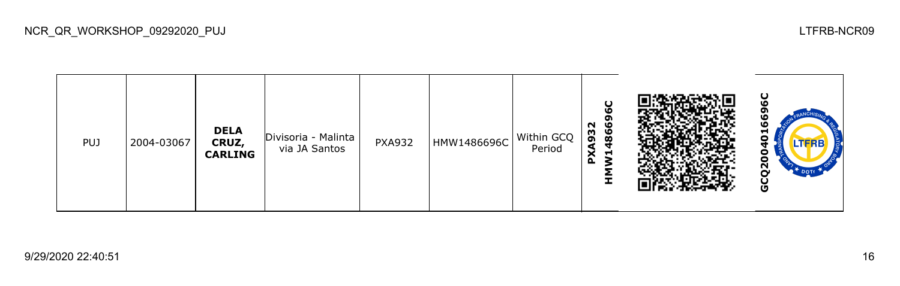| PUJ | 2004-03067 | **DELA CRUZ, CARLING** | Divisoria - Malinta via JA Santos | PXA932 | HMW1486696C | Within GCQ Period | **PXA932 HMW1486696C** | | **GCQ2004016696C** |
|---|---|---|---|---|---|---|---|---|---|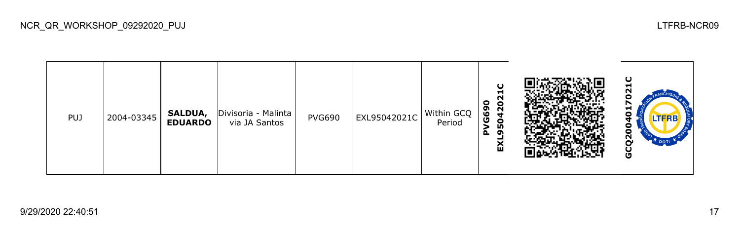| PUJ | 2004-03345 | **SALDUA, EDUARDO** | Divisoria - Malinta via JA Santos | PVG690 | EXL95042021C | Within GCQ Period | **PVG690 EXL95042021C** | | **GCQ20040170210C** |
|---|---|---|---|---|---|---|---|---|---|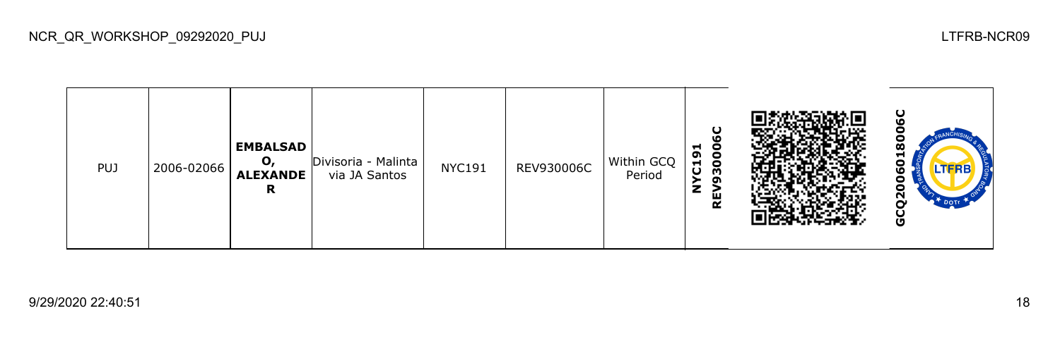| PUJ | 2006-02066 | **EMBALSADO, ALEXANDER** | Divisoria - Malinta via JA Santos | NYC191 | REV930006C | Within GCQ Period | **NYC191 REV930006C** | | **GCQ2006018006C** |
|---|---|---|---|---|---|---|---|---|---|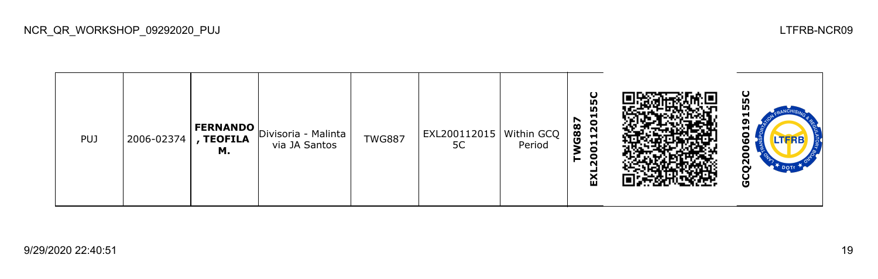| PUJ | 2006-02374 | **FERNANDO , TEOFILA M.** | Divisoria - Malinta via JA Santos | TWG887 | EXL2001120155C | Within GCQ Period | **TWG887 EXL2001120155C** | | **GCQ2006019155C** |
|---|---|---|---|---|---|---|---|---|---|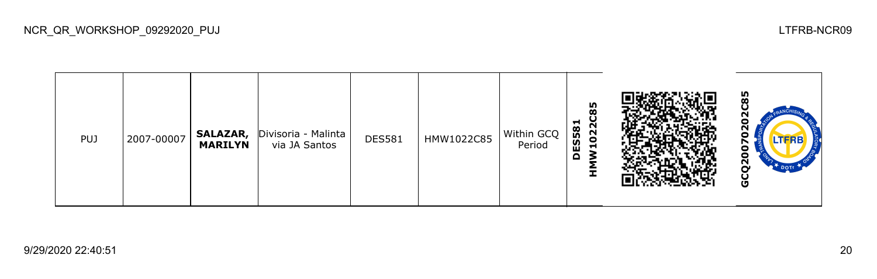| PUJ | 2007-00007 | **SALAZAR, MARILYN** | Divisoria - Malinta via JA Santos | DES581 | HMW1022C85 | Within GCQ Period | **DES581 HMW1022C85** | | **GCQ2007020​2C85** |
|---|---|---|---|---|---|---|---|---|---|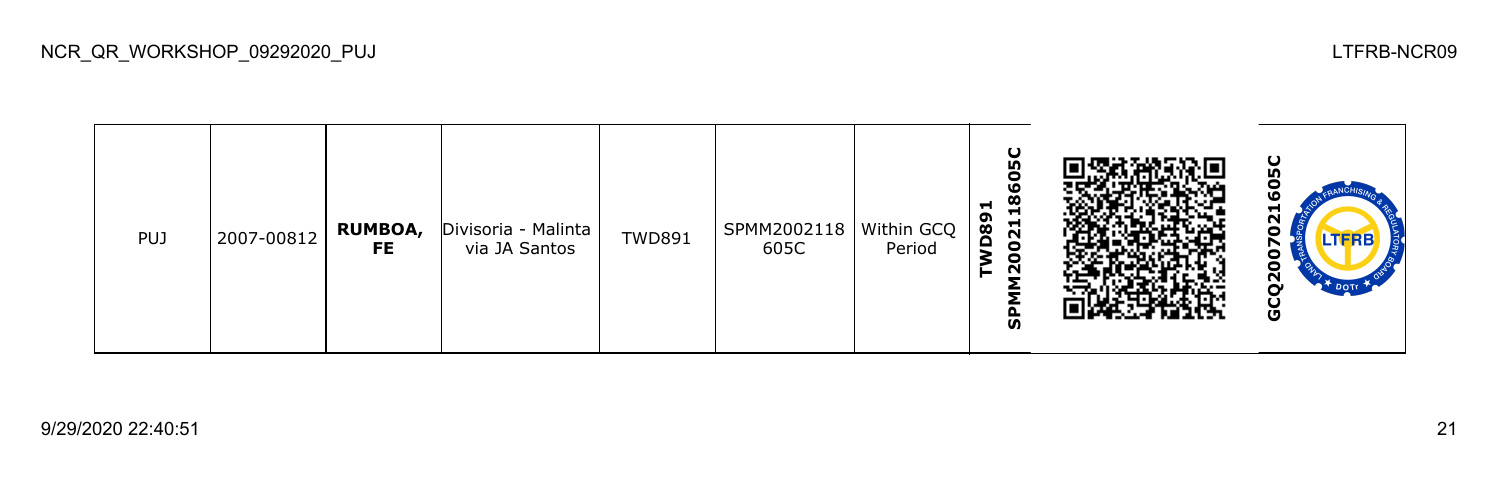| PUJ | 2007-00812 | **RUMBOA, FE** | Divisoria - Malinta via JA Santos | TWD891 | SPMM2002118605C | Within GCQ Period | **TWD891 SPMM2002118605C** | | **GCQ2007021605C** |
|---|---|---|---|---|---|---|---|---|---|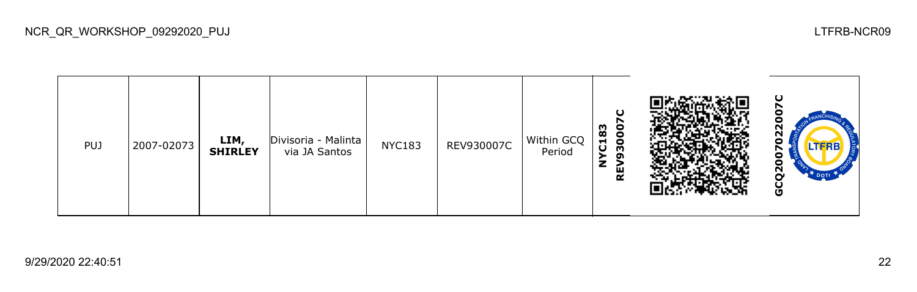| PUJ | 2007-02073 | **LIM, SHIRLEY** | Divisoria - Malinta via JA Santos | NYC183 | REV930007C | Within GCQ Period | **NYC183 REV930007C** | | **GCQ2007022007C** |
|---|---|---|---|---|---|---|---|---|---|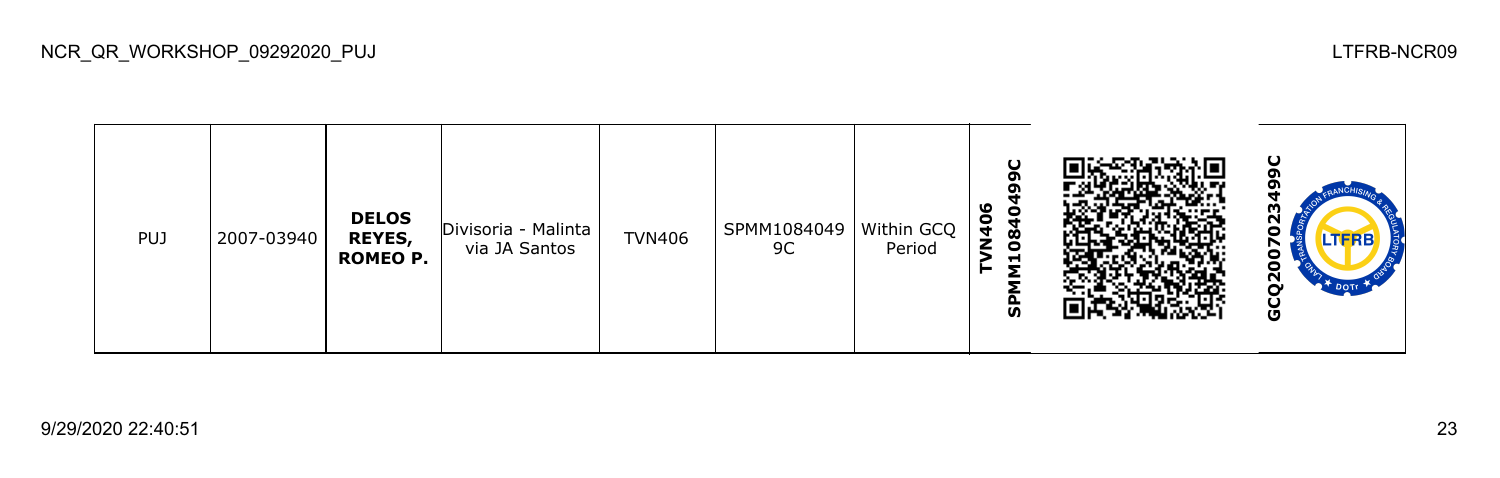NCR_QR_WORKSHOP_09292020_PUJ

LTFRB-NCR09

| PUJ | 2007-03940 | **DELOS REYES, ROMEO P.** | Divisoria - Malinta via JA Santos | TVN406 | SPMM10840499C | Within GCQ Period | **TVN406 SPMM10840499C** | | **GCQ20070234 99C** |
|---|---|---|---|---|---|---|---|---|---|

9/29/2020 22:40:51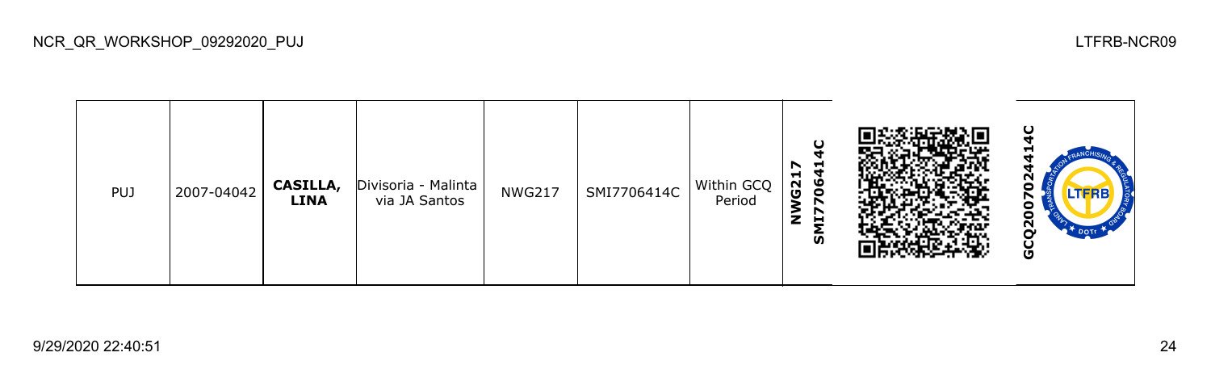| PUJ | 2007-04042 | **CASILLA, LINA** | Divisoria - Malinta via JA Santos | NWG217 | SMI7706414C | Within GCQ Period | **NWG217 SMI7706414C** | | **GCQ2007024414C** |
|---|---|---|---|---|---|---|---|---|---|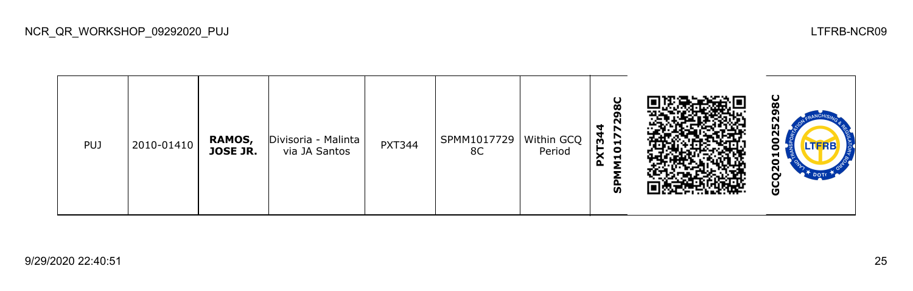| PUJ | 2010-01410 | **RAMOS, JOSE JR.** | Divisoria - Malinta via JA Santos | PXT344 | SPMM10177298C | Within GCQ Period | **PXT344 SPMM10177298C** | | **GCQ201002529 8C** |
|---|---|---|---|---|---|---|---|---|---|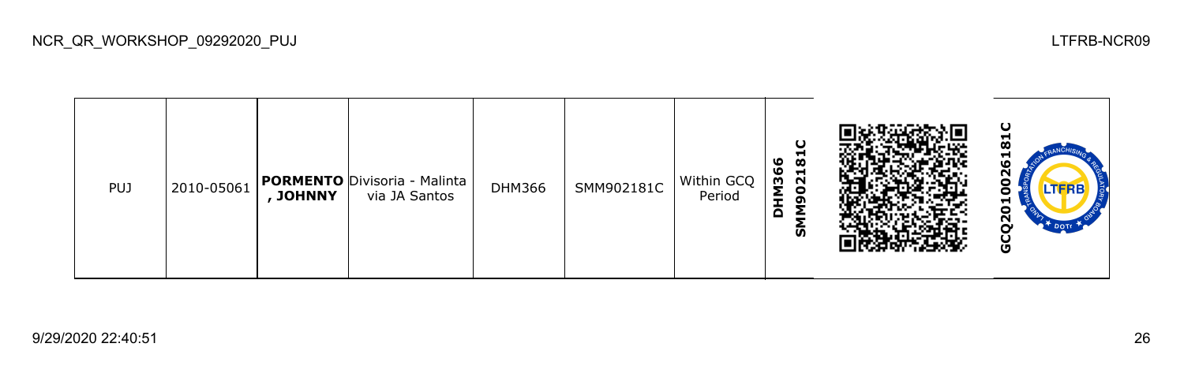| PUJ | 2010-05061 | **PORMENTO , JOHNNY** | Divisoria - Malinta via JA Santos | DHM366 | SMM902181C | Within GCQ Period | **DHM366 SMM902181C** | | **GCQ2010026181C** |
|---|---|---|---|---|---|---|---|---|---|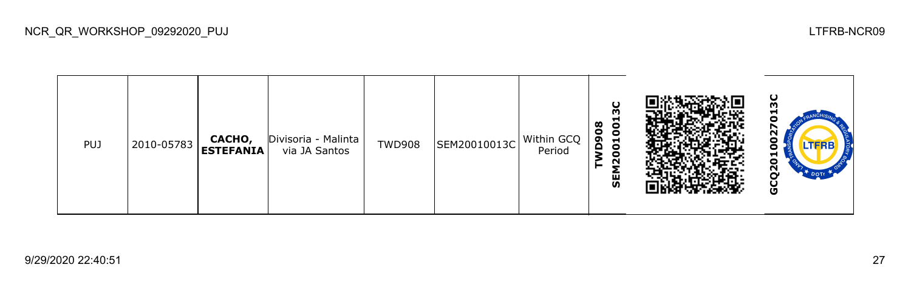| PUJ | 2010-05783 | **CACHO, ESTEFANIA** | Divisoria - Malinta via JA Santos | TWD908 | SEM20010013C | Within GCQ Period | **TWD908 SEM20010013C** | | **GCQ20100027013C** |
|---|---|---|---|---|---|---|---|---|---|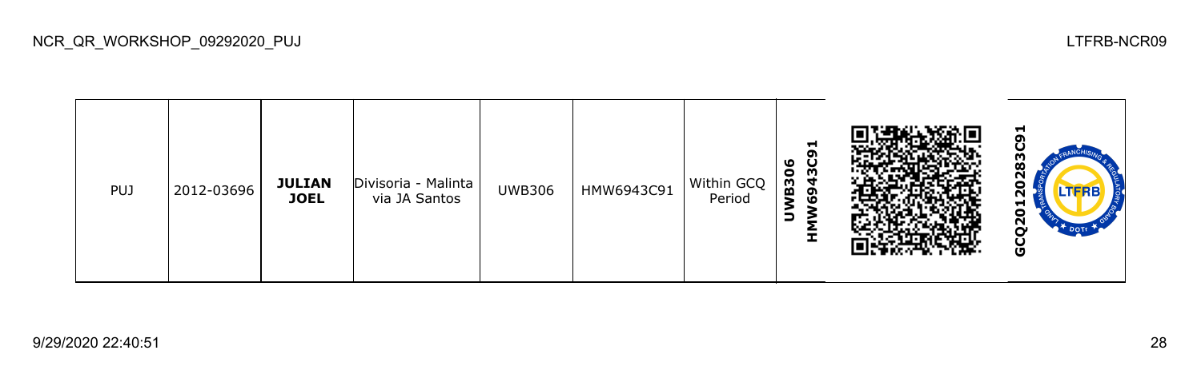| PUJ | 2012-03696 | **JULIAN JOEL** | Divisoria - Malinta via JA Santos | UWB306 | HMW6943C91 | Within GCQ Period | **UWB306 HMW6943C91** | | **GCQ20120283C91** |
|---|---|---|---|---|---|---|---|---|---|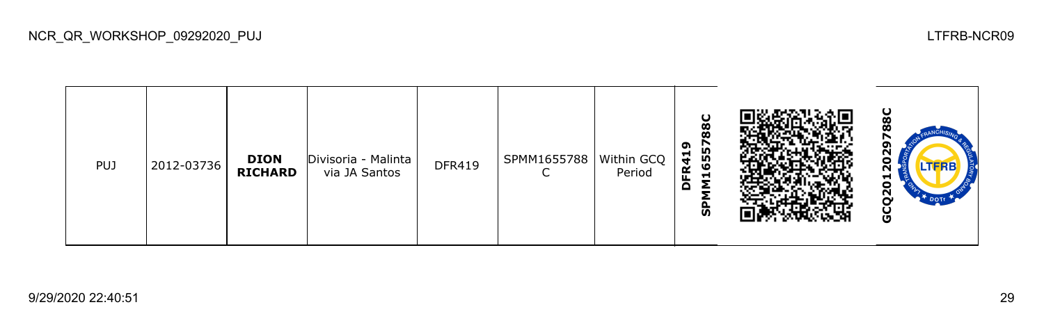| PUJ | 2012-03736 | **DION RICHARD** | Divisoria - Malinta via JA Santos | DFR419 | SPMM1655788C | Within GCQ Period | **DFR419 SPMM1655788C** | | **GCQ2012029788C** |
|---|---|---|---|---|---|---|---|---|---|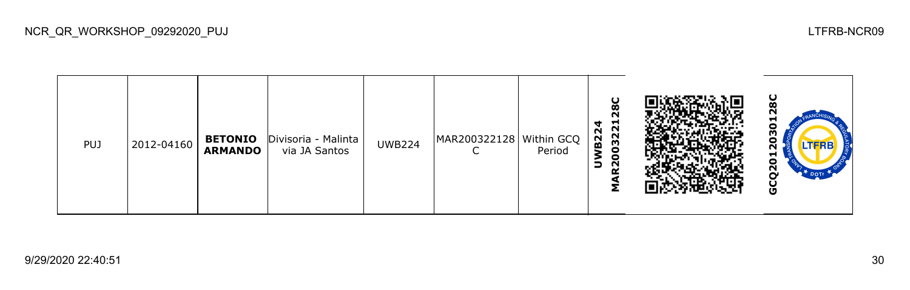| PUJ | 2012-04160 | **BETONIO ARMANDO** | Divisoria - Malinta via JA Santos | UWB224 | MAR200322128C | Within GCQ Period | **UWB224 MAR200322128C** | | **GCQ201203012­8C** |
|---|---|---|---|---|---|---|---|---|---|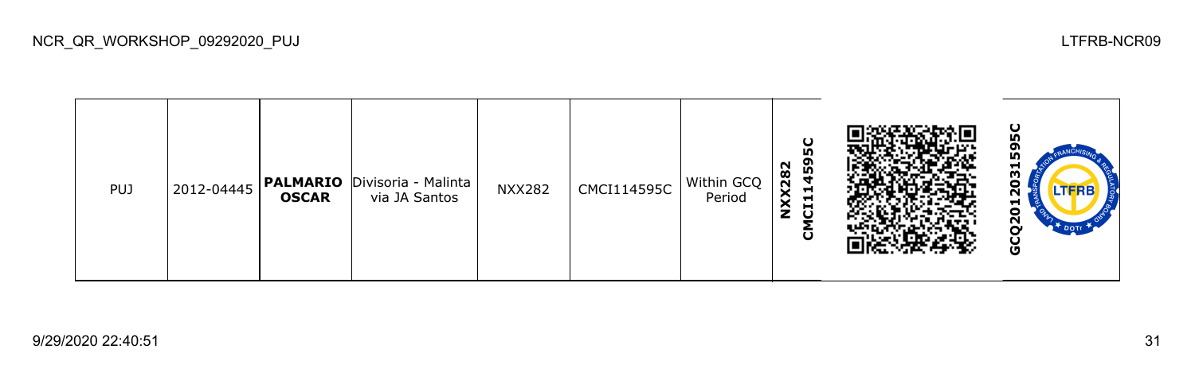| PUJ | 2012-04445 | **PALMARIO OSCAR** | Divisoria - Malinta via JA Santos | NXX282 | CMCI114595C | Within GCQ Period | **NXX282 CMCI114595C** | | **GCQ2012031595C** |
|---|---|---|---|---|---|---|---|---|---|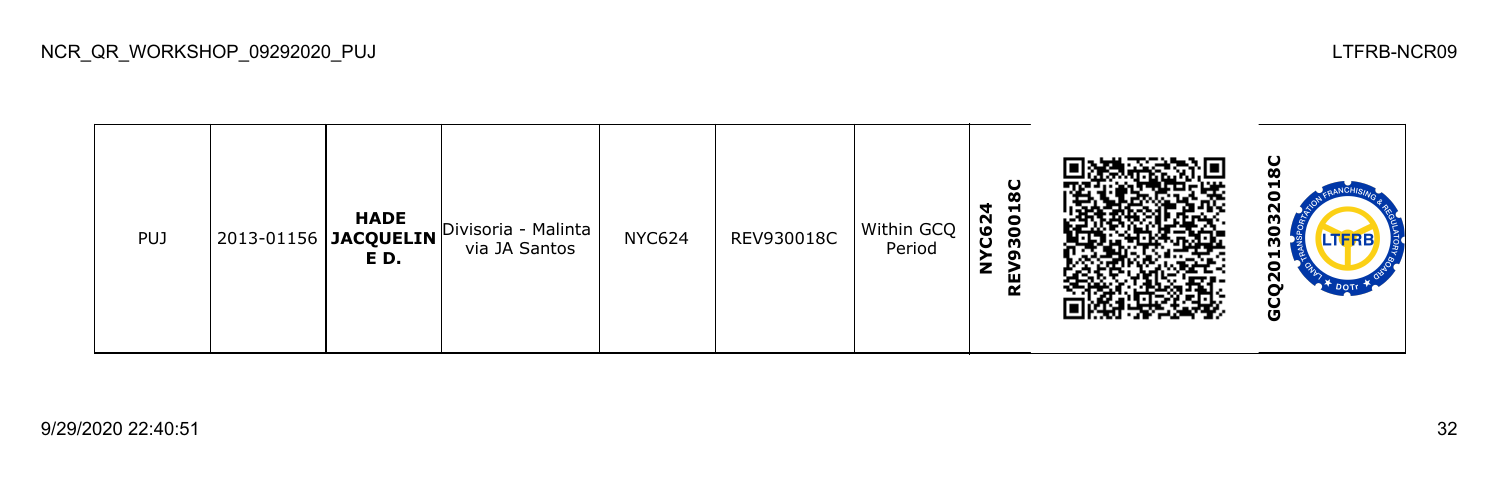| PUJ | 2013-01156 | **HADE JACQUELINE D.** | Divisoria - Malinta via JA Santos | NYC624 | REV930018C | Within GCQ Period | **NYC624 REV930018C** | | **GCQ2013032018C** |
|---|---|---|---|---|---|---|---|---|---|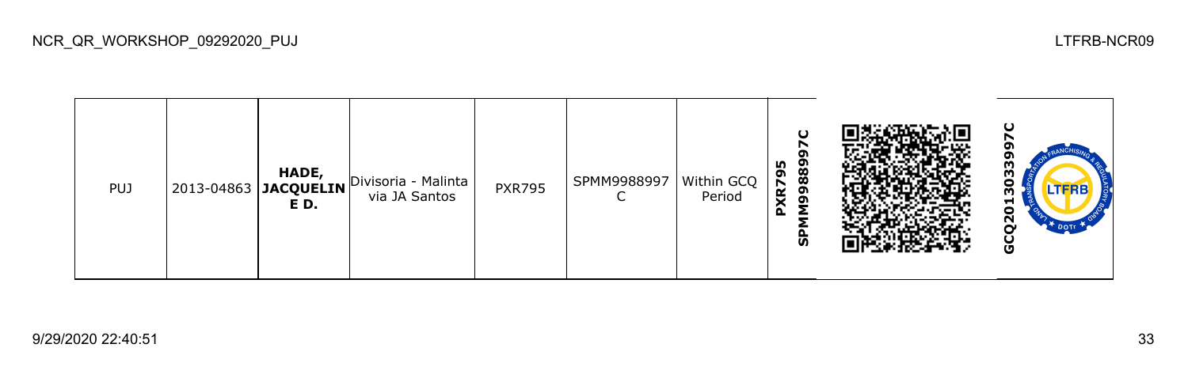| PUJ | 2013-04863 | **HADE, JACQUELINE D.** | Divisoria - Malinta via JA Santos | PXR795 | SPMM9988997C | Within GCQ Period | **PXR795 SPMM9988997C** | | **GCQ2013033997C** |
|---|---|---|---|---|---|---|---|---|---|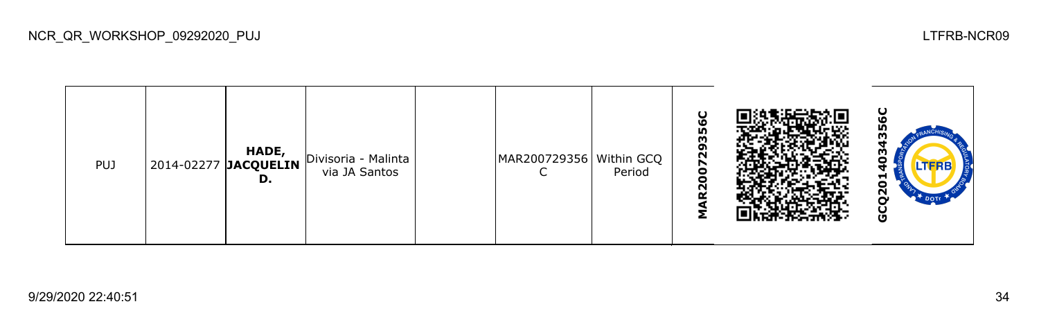| PUJ | 2014-02277 | **HADE, JACQUELIN D.** | Divisoria - Malinta via JA Santos | | MAR200729356C | Within GCQ Period | **MAR200729356C** | | **GCQ20140343356C** |
|---|---|---|---|---|---|---|---|---|---|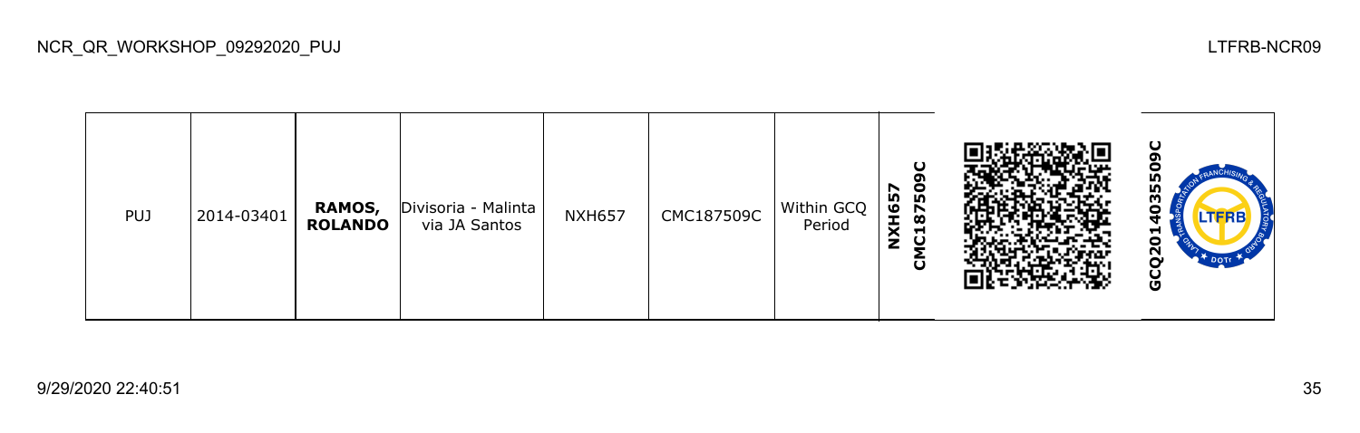| PUJ | 2014-03401 | **RAMOS, ROLANDO** | Divisoria - Malinta via JA Santos | NXH657 | CMC187509C | Within GCQ Period | **NXH657 CMC187509C** | | **GCQ201403550​9C** |
| --- | --- | --- | --- | --- | --- | --- | --- | --- | --- |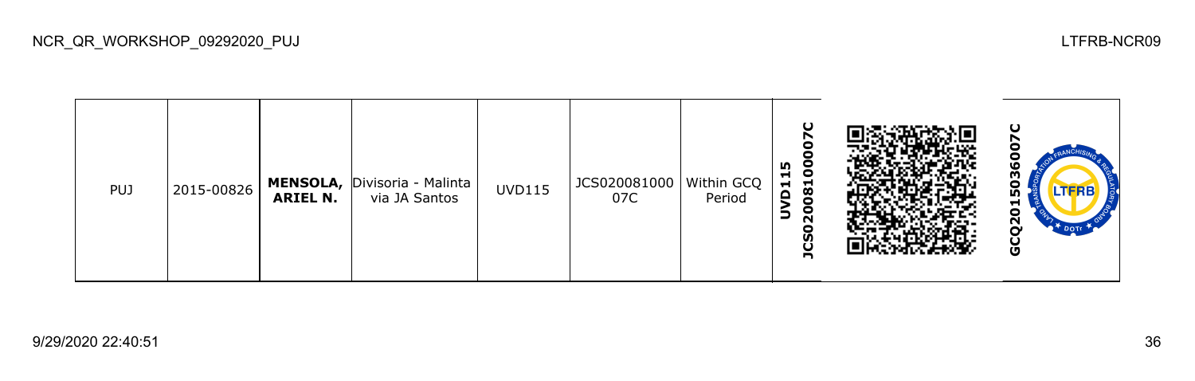| PUJ | 2015-00826 | **MENSOLA, ARIEL N.** | Divisoria - Malinta via JA Santos | UVD115 | JCS02008100007C | Within GCQ Period | **JCS02008100007C UVD115** | | **GCQ2015036007C** |
|---|---|---|---|---|---|---|---|---|---|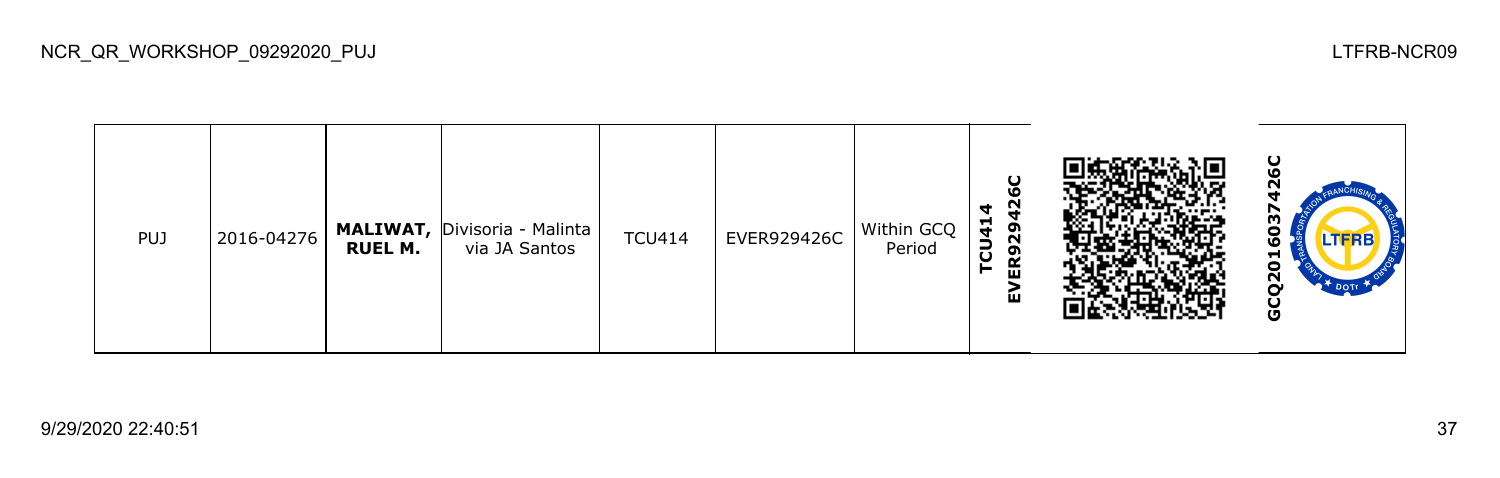| PUJ | 2016-04276 | **MALIWAT, RUEL M.** | Divisoria - Malinta via JA Santos | TCU414 | EVER929426C | Within GCQ Period | **TCU414 EVER929426C** | | **GCQ201603742​6C** |
|---|---|---|---|---|---|---|---|---|---|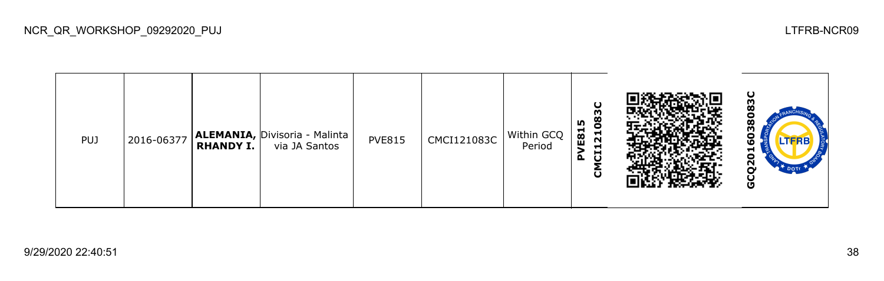| PUJ | 2016-06377 | **ALEMANIA, RHANDY I.** | Divisoria - Malinta via JA Santos | PVE815 | CMCI121083C | Within GCQ Period | **PVE815 CMCI121083C** | | **GCQ2016038083C** |
|---|---|---|---|---|---|---|---|---|---|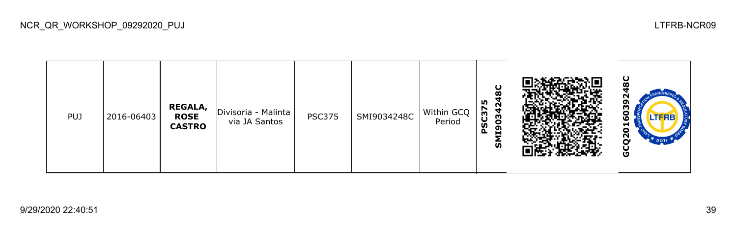| PUJ | 2016-06403 | **REGALA, ROSE CASTRO** | Divisoria - Malinta via JA Santos | PSC375 | SMI9034248C | Within GCQ Period | **PSC375 SMI9034248C** | | **GCQ2016039248C** |
|---|---|---|---|---|---|---|---|---|---|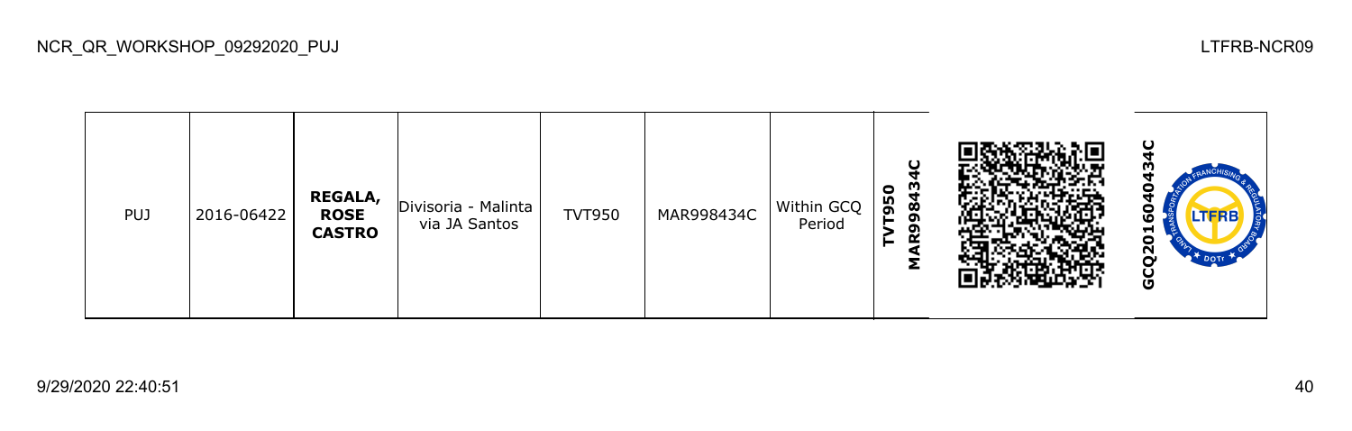| PUJ | 2016-06422 | **REGALA, ROSE CASTRO** | Divisoria - Malinta via JA Santos | TVT950 | MAR998434C | Within GCQ Period | **TVT950 MAR998434C** | | **GCQ201604043​4C** |
|---|---|---|---|---|---|---|---|---|---|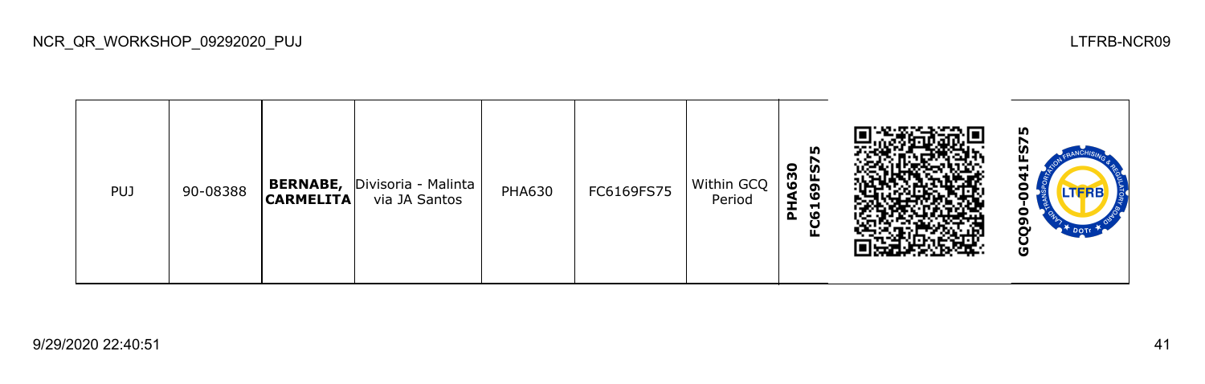| PUJ | 90-08388 | **BERNABE, CARMELITA** | Divisoria - Malinta via JA Santos | PHA630 | FC6169FS75 | Within GCQ Period | **PHA630 FC6169FS75** | | **GCQ90-0041FS75** |
|---|---|---|---|---|---|---|---|---|---|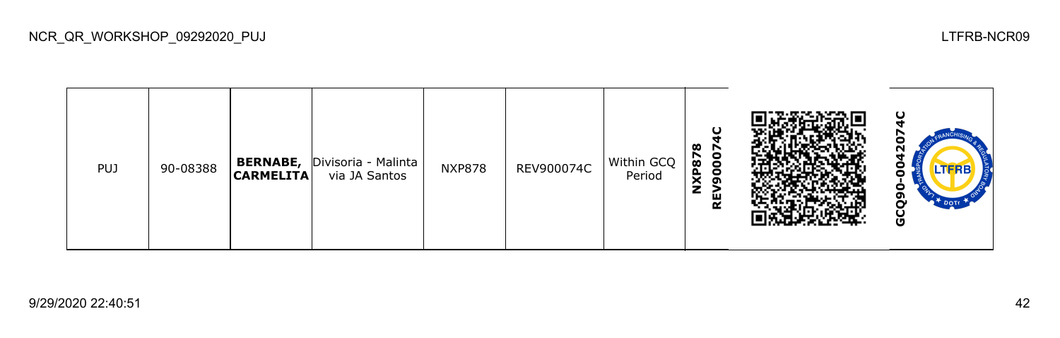| PUJ | 90-08388 | **BERNABE, CARMELITA** | Divisoria - Malinta via JA Santos | NXP878 | REV900074C | Within GCQ Period | **NXP878 REV900074C** | | **GCQ90-0042074C** |
|---|---|---|---|---|---|---|---|---|---|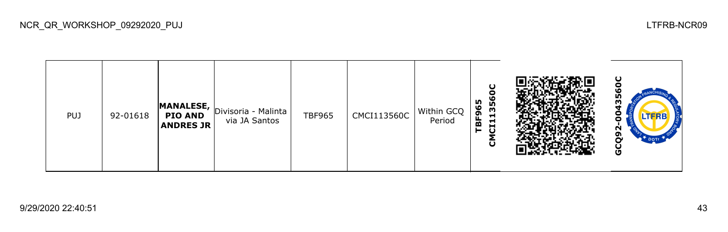| PUJ | 92-01618 | **MANALESE, PIO AND ANDRES JR** | Divisoria - Malinta via JA Santos | TBF965 | CMCI113560C | Within GCQ Period | **TBF965 CMCI113560C** | | **GCQ92-0043560C** |
|---|---|---|---|---|---|---|---|---|---|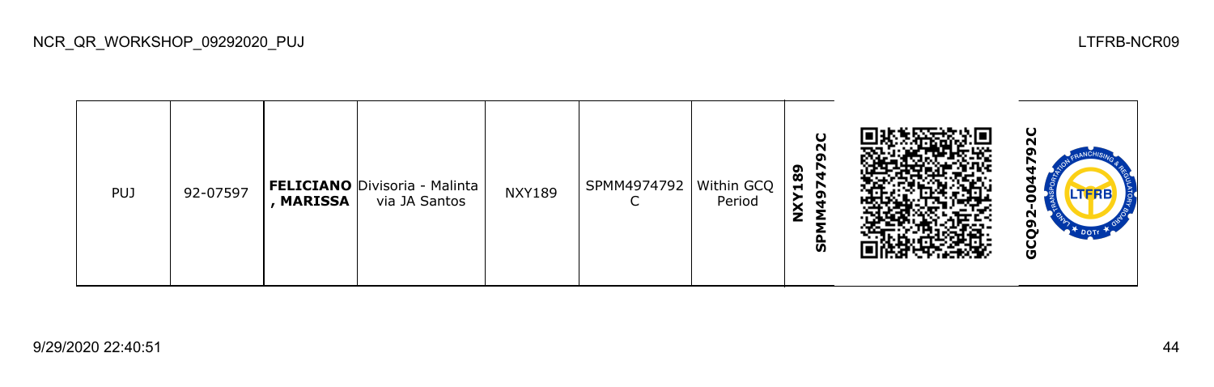| PUJ | 92-07597 | **FELICIANO , MARISSA** | Divisoria - Malinta via JA Santos | NXY189 | SPMM4974792C | Within GCQ Period | **NXY189 SPMM4974792C** | | **GCQ92-0044792C** |
|---|---|---|---|---|---|---|---|---|---|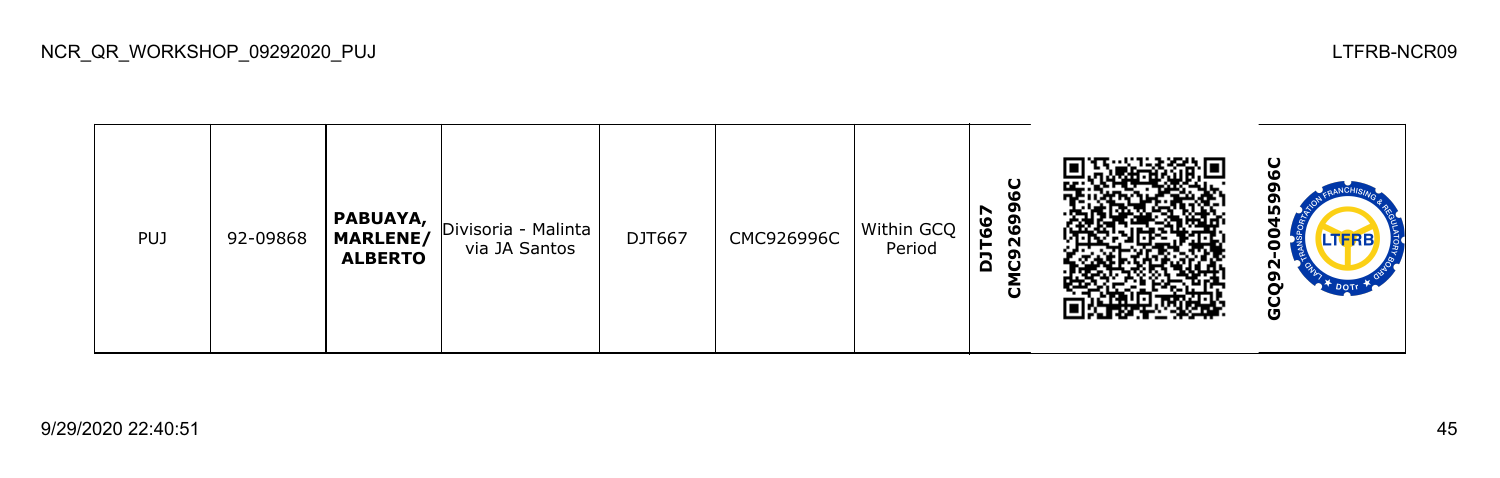| PUJ | 92-09868 | **PABUAYA, MARLENE/ ALBERTO** | Divisoria - Malinta via JA Santos | DJT667 | CMC926996C | Within GCQ Period | **DJT667 CMC926996C** | | **GCQ92-0045996C** |
|---|---|---|---|---|---|---|---|---|---|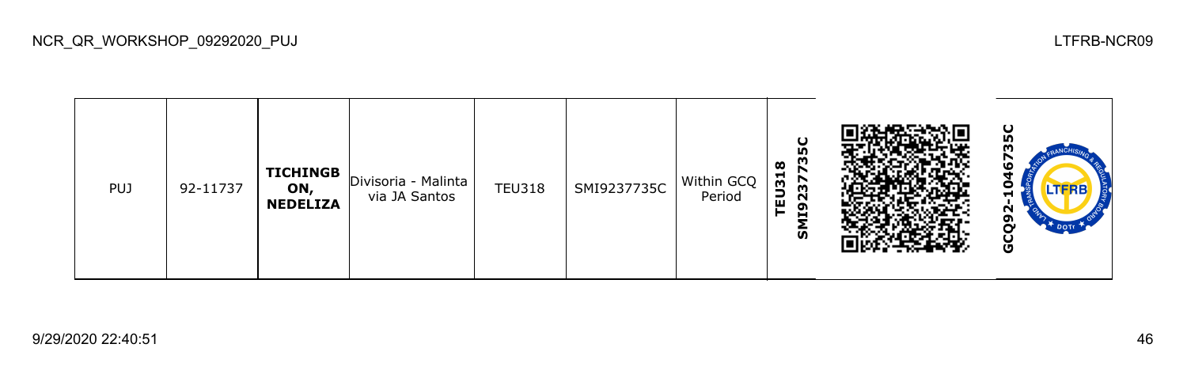| PUJ | 92-11737 | **TICHINGBON, NEDELIZA** | Divisoria - Malinta via JA Santos | TEU318 | SMI9237735C | Within GCQ Period | **TEU318 SMI9237735C** | | **GCQ92-1046735C** |
|---|---|---|---|---|---|---|---|---|---|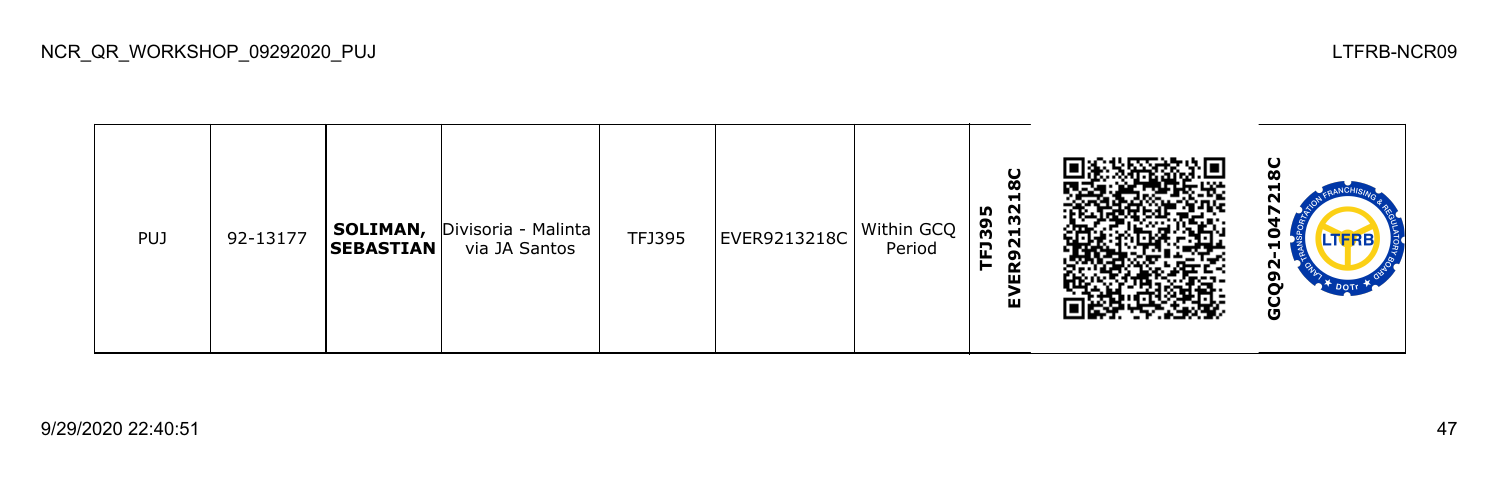| PUJ | 92-13177 | **SOLIMAN, SEBASTIAN** | Divisoria - Malinta via JA Santos | TFJ395 | EVER9213218C | Within GCQ Period | **TFJ395 EVER9213218C** | | **GCQ92-1047218C** |
|---|---|---|---|---|---|---|---|---|---|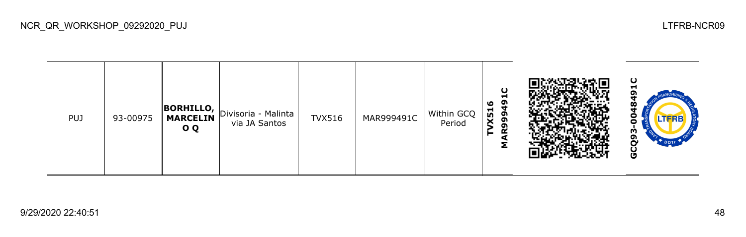| PUJ | 93-00975 | **BORHILLO, MARCELINO Q** | Divisoria - Malinta via JA Santos | TVX516 | MAR999491C | Within GCQ Period | **TVX516 MAR999491C** | | **GCQ93-0048491C** |
|---|---|---|---|---|---|---|---|---|---|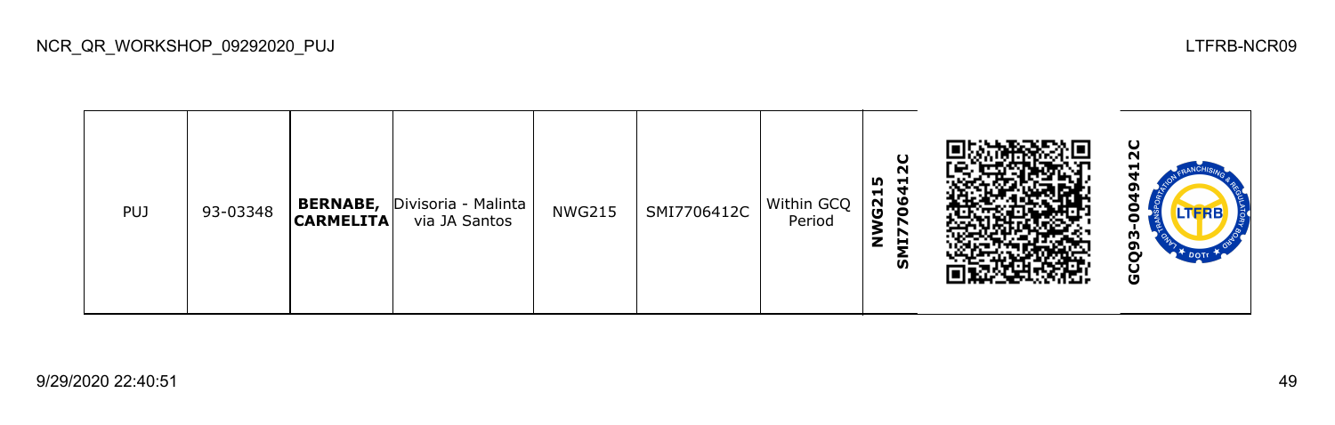| PUJ | 93-03348 | **BERNABE, CARMELITA** | Divisoria - Malinta via JA Santos | NWG215 | SMI7706412C | Within GCQ Period | **NWG215 SMI7706412C** | | **GCQ93-0049412C** |
|---|---|---|---|---|---|---|---|---|---|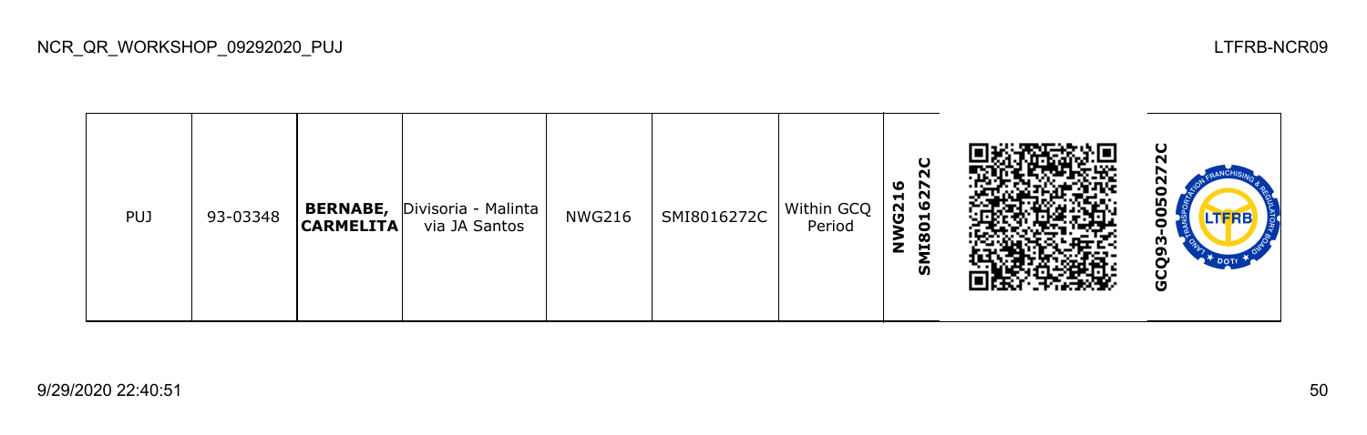| PUJ | 93-03348 | **BERNABE, CARMELITA** | Divisoria - Malinta via JA Santos | NWG216 | SMI8016272C | Within GCQ Period | **NWG216 SMI8016272C** | | **GCQ93-0050272C** |
|---|---|---|---|---|---|---|---|---|---|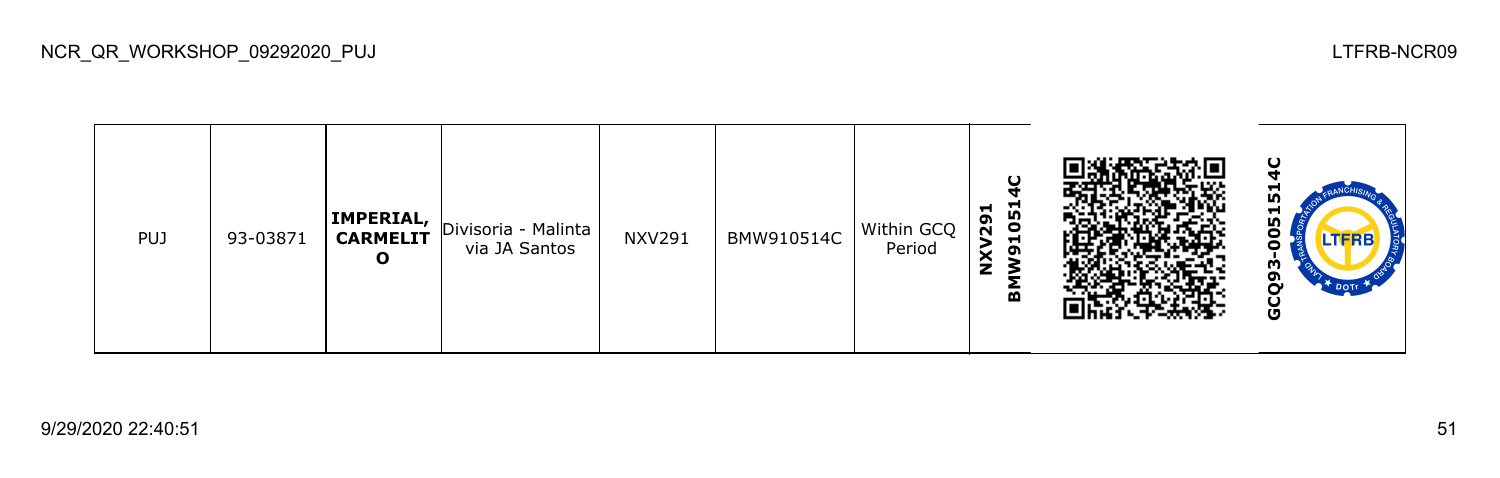| PUJ | 93-03871 | **IMPERIAL, CARMELITO** | Divisoria - Malinta via JA Santos | NXV291 | BMW910514C | Within GCQ Period | **NXV291 BMW910514C** | | **GCQ93-0051514C** |
|---|---|---|---|---|---|---|---|---|---|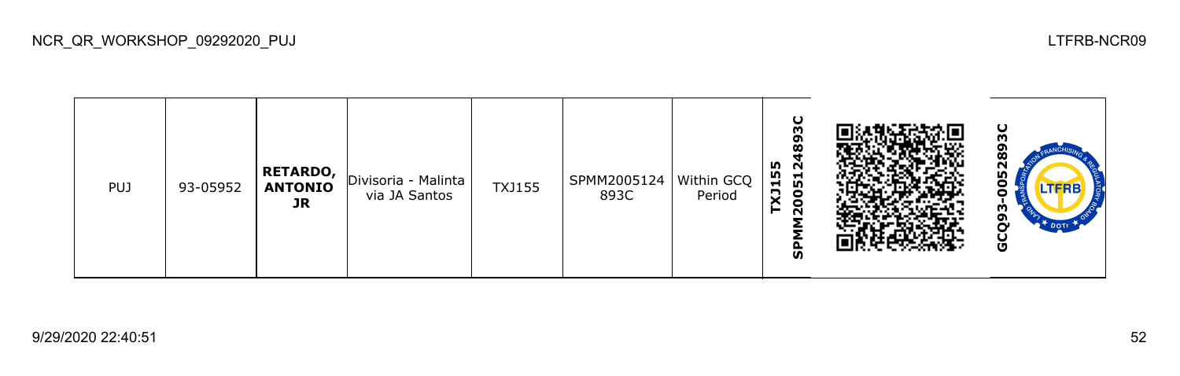| PUJ | 93-05952 | **RETARDO, ANTONIO JR** | Divisoria - Malinta via JA Santos | TXJ155 | SPMM2005124893C | Within GCQ Period | **TXJ155 SPMM2005124893C** | | **GCQ93-0052893C** |
|---|---|---|---|---|---|---|---|---|---|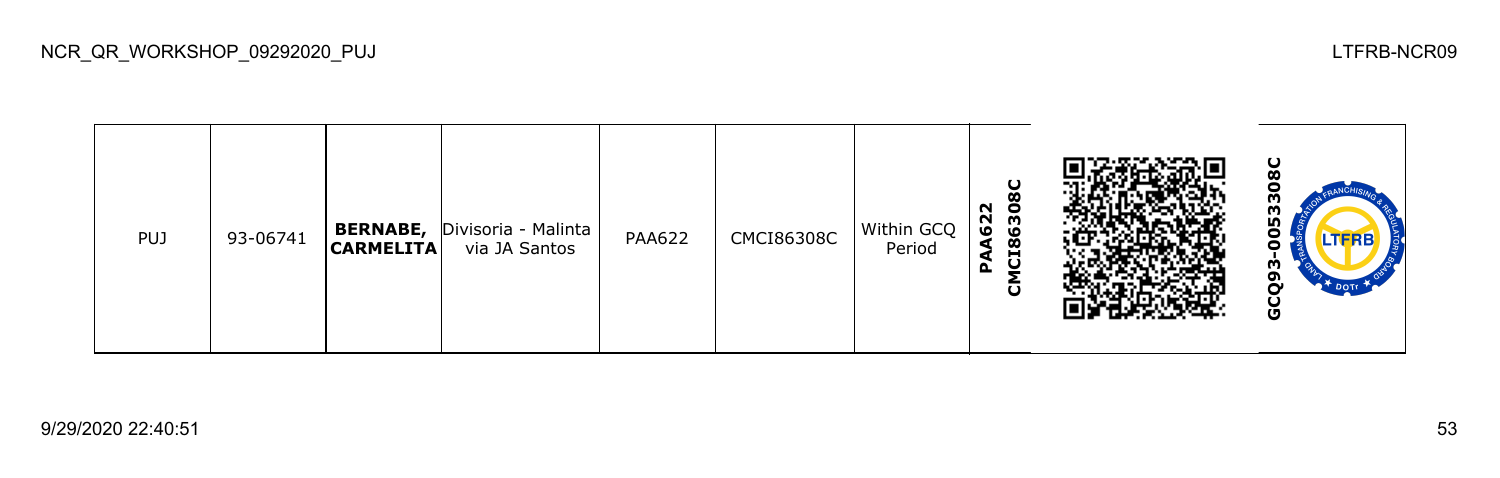| PUJ | 93-06741 | **BERNABE, CARMELITA** | Divisoria - Malinta via JA Santos | PAA622 | CMCI86308C | Within GCQ Period | **PAA622 CMCI86308C** | | **GCQ93-0053308C** |
| --- | --- | --- | --- | --- | --- | --- | --- | --- | --- |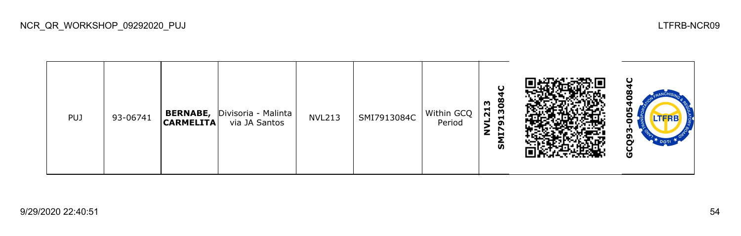| PUJ | 93-06741 | **BERNABE, CARMELITA** | Divisoria - Malinta via JA Santos | NVL213 | SMI7913084C | Within GCQ Period | **NVL213 SMI7913084C** | | **GCQ93-0054084C** |
|---|---|---|---|---|---|---|---|---|---|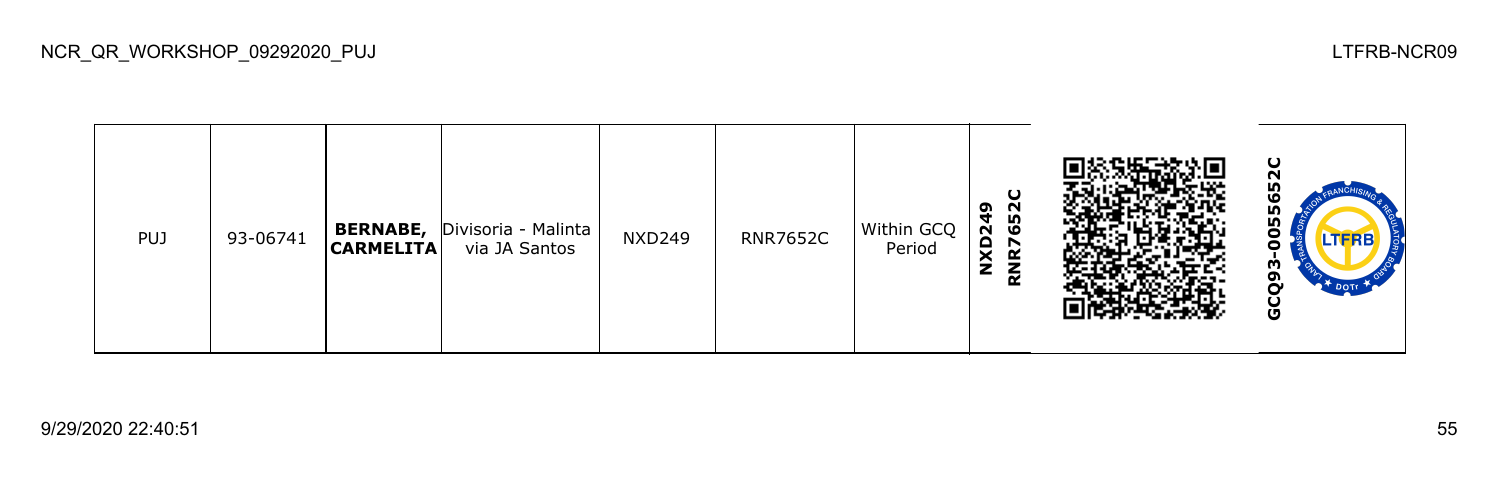| PUJ | 93-06741 | **BERNABE, CARMELITA** | Divisoria - Malinta via JA Santos | NXD249 | RNR7652C | Within GCQ Period | **NXD249 RNR7652C** | | **GCQ93-0055652C** |
|---|---|---|---|---|---|---|---|---|---|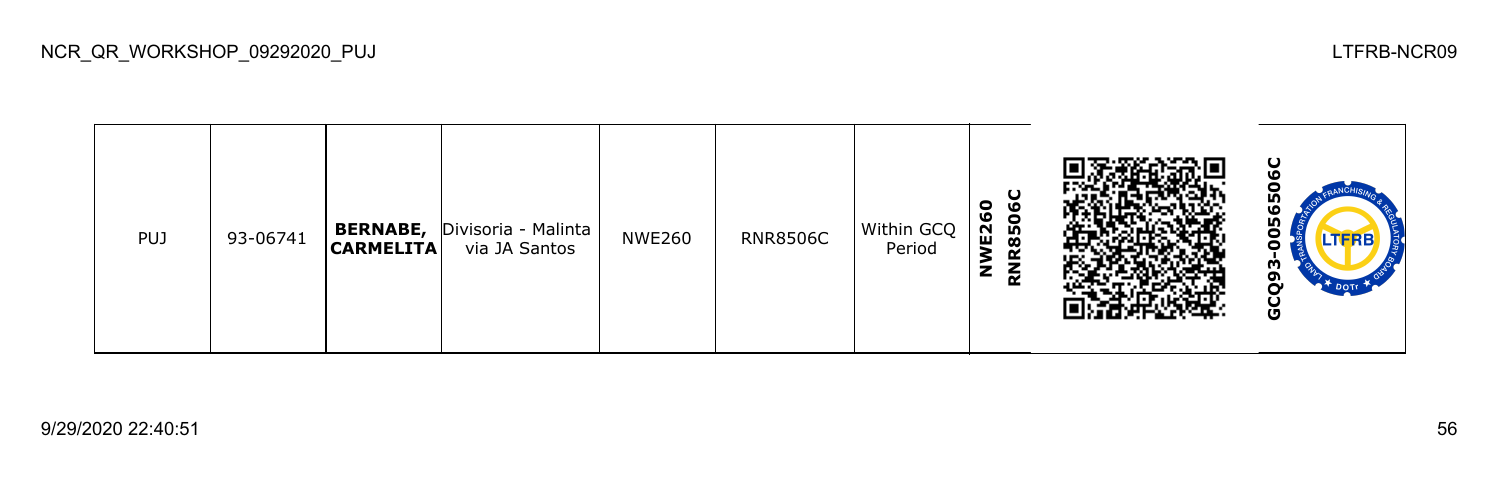| PUJ | 93-06741 | **BERNABE, CARMELITA** | Divisoria - Malinta via JA Santos | NWE260 | RNR8506C | Within GCQ Period | **NWE260 RNR8506C** | | **GCQ93-0056506C** |
|---|---|---|---|---|---|---|---|---|---|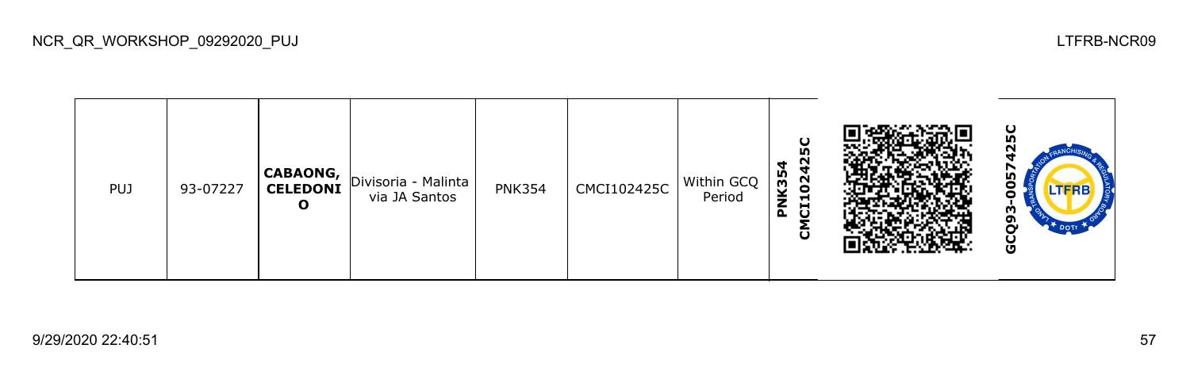| PUJ | 93-07227 | **CABAONG, CELEDONIO** | Divisoria - Malinta via JA Santos | PNK354 | CMCI102425C | Within GCQ Period | **PNK354 CMCI102425C** | | **GCQ93-0057425C** |
|---|---|---|---|---|---|---|---|---|---|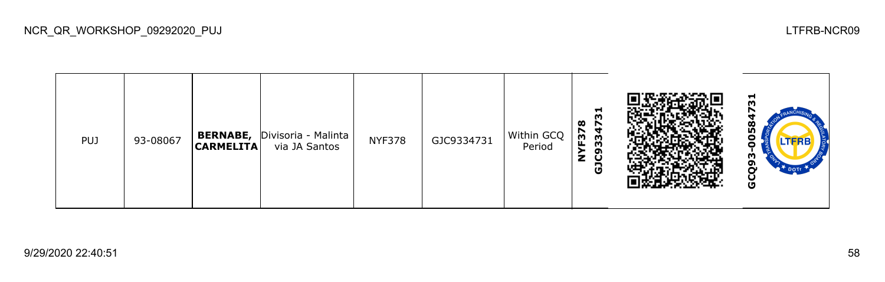| PUJ | 93-08067 | **BERNABE, CARMELITA** | Divisoria - Malinta via JA Santos | NYF378 | GJC9334731 | Within GCQ Period | **NYF378 GJC9334731** | | **GCQ93-00584731** |
|---|---|---|---|---|---|---|---|---|---|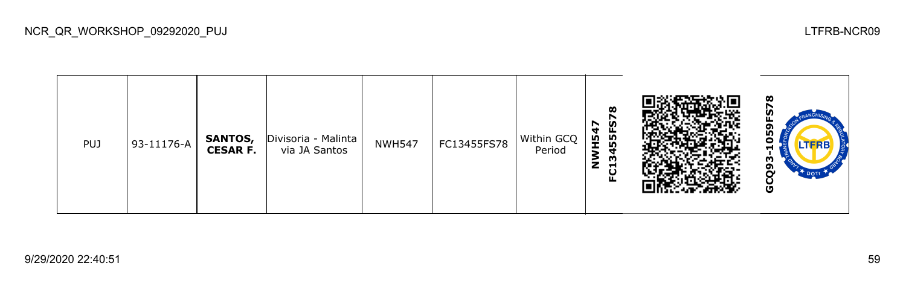| PUJ | 93-11176-A | **SANTOS, CESAR F.** | Divisoria - Malinta via JA Santos | NWH547 | FC13455FS78 | Within GCQ Period | **NWH547 FC13455FS78** | | **GCQ93-1059FS78** |
|---|---|---|---|---|---|---|---|---|---|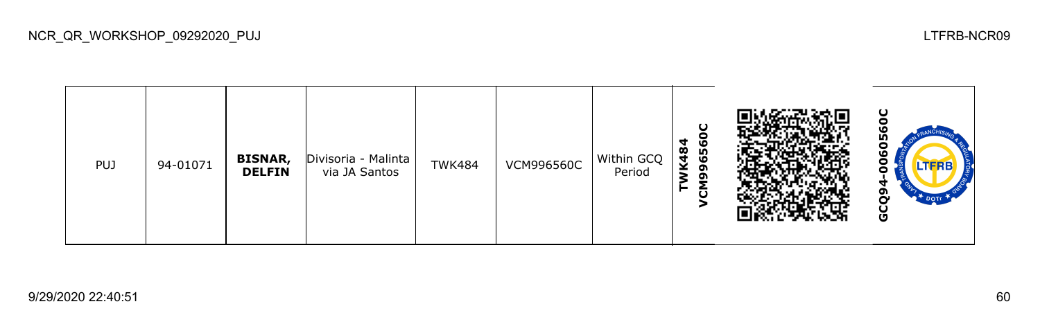| PUJ | 94-01071 | **BISNAR, DELFIN** | Divisoria - Malinta via JA Santos | TWK484 | VCM996560C | Within GCQ Period | **TWK484 VCM996560C** | | **GCQ94-0060560C** |
|---|---|---|---|---|---|---|---|---|---|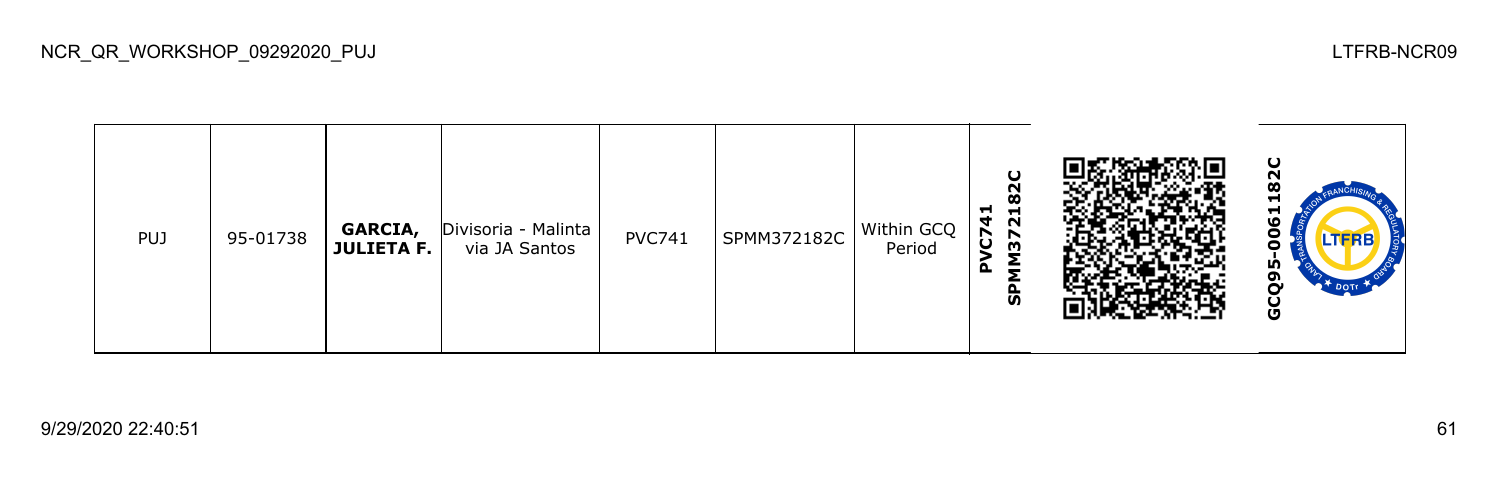| PUJ | 95-01738 | **GARCIA, JULIETA F.** | Divisoria - Malinta via JA Santos | PVC741 | SPMM372182C | Within GCQ Period | **PVC741 SPMM372182C** | | **GCQ95-0061182C** |
|---|---|---|---|---|---|---|---|---|---|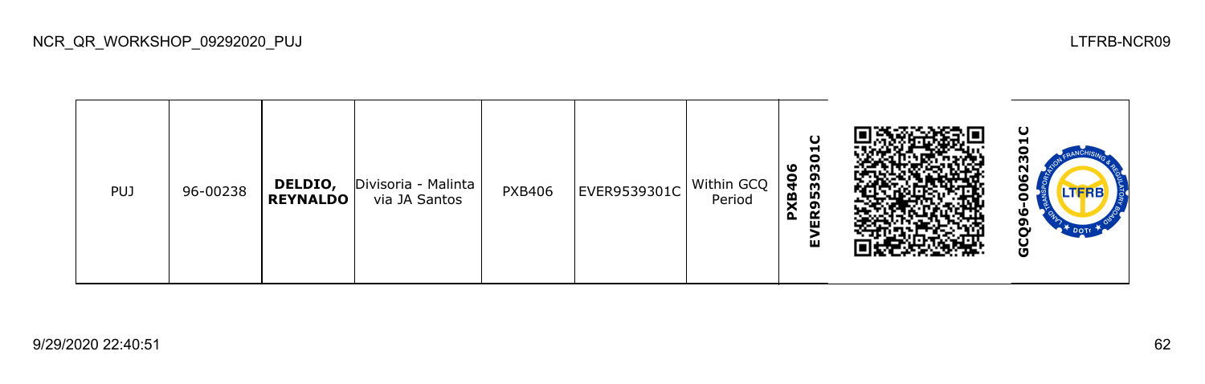| PUJ | 96-00238 | **DELDIO, REYNALDO** | Divisoria - Malinta via JA Santos | PXB406 | EVER9539301C | Within GCQ Period | **PXB406 EVER9539301C** | | **GCQ96-0062301C** |
|---|---|---|---|---|---|---|---|---|---|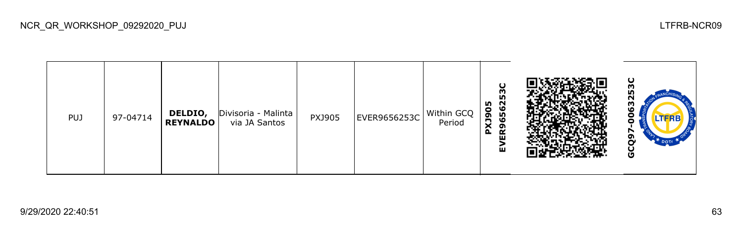| PUJ | 97-04714 | **DELDIO, REYNALDO** | Divisoria - Malinta via JA Santos | PXJ905 | EVER9656253C | Within GCQ Period | **PXJ905 EVER9656253C** | | **GCQ97-0063253C** |
|---|---|---|---|---|---|---|---|---|---|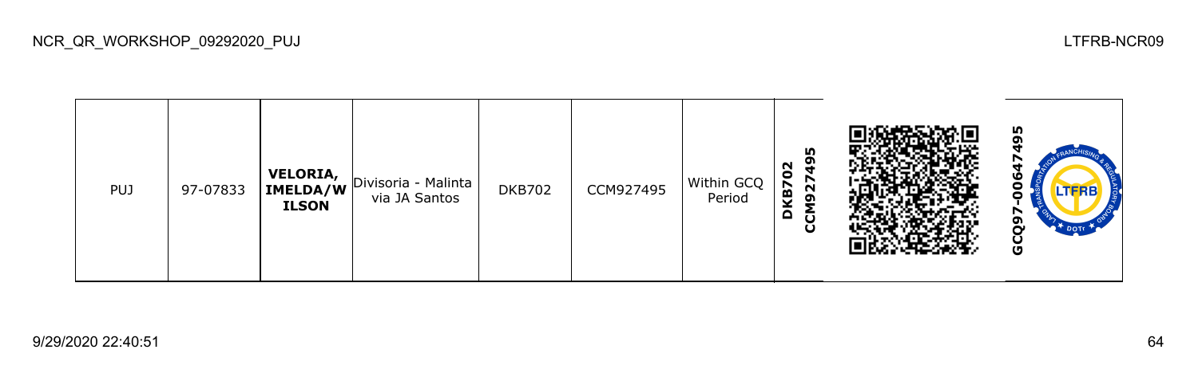| PUJ | 97-07833 | **VELORIA, IMELDA/WILSON** | Divisoria - Malinta via JA Santos | DKB702 | CCM927495 | Within GCQ Period | **DKB702 CCM927495** | | **GCQ97-00647495** |
|---|---|---|---|---|---|---|---|---|---|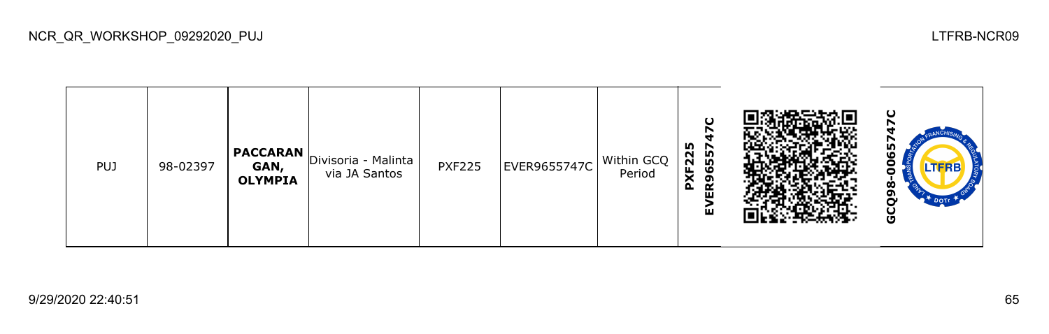| | | | | | | | | | |
|---|---|---|---|---|---|---|---|---|---|
| PUJ | 98-02397 | **PACCARAN GAN, OLYMPIA** | Divisoria - Malinta via JA Santos | PXF225 | EVER9655747C | Within GCQ Period | **PXF225 EVER9655747C** | | **GCQ98-0065747C** |